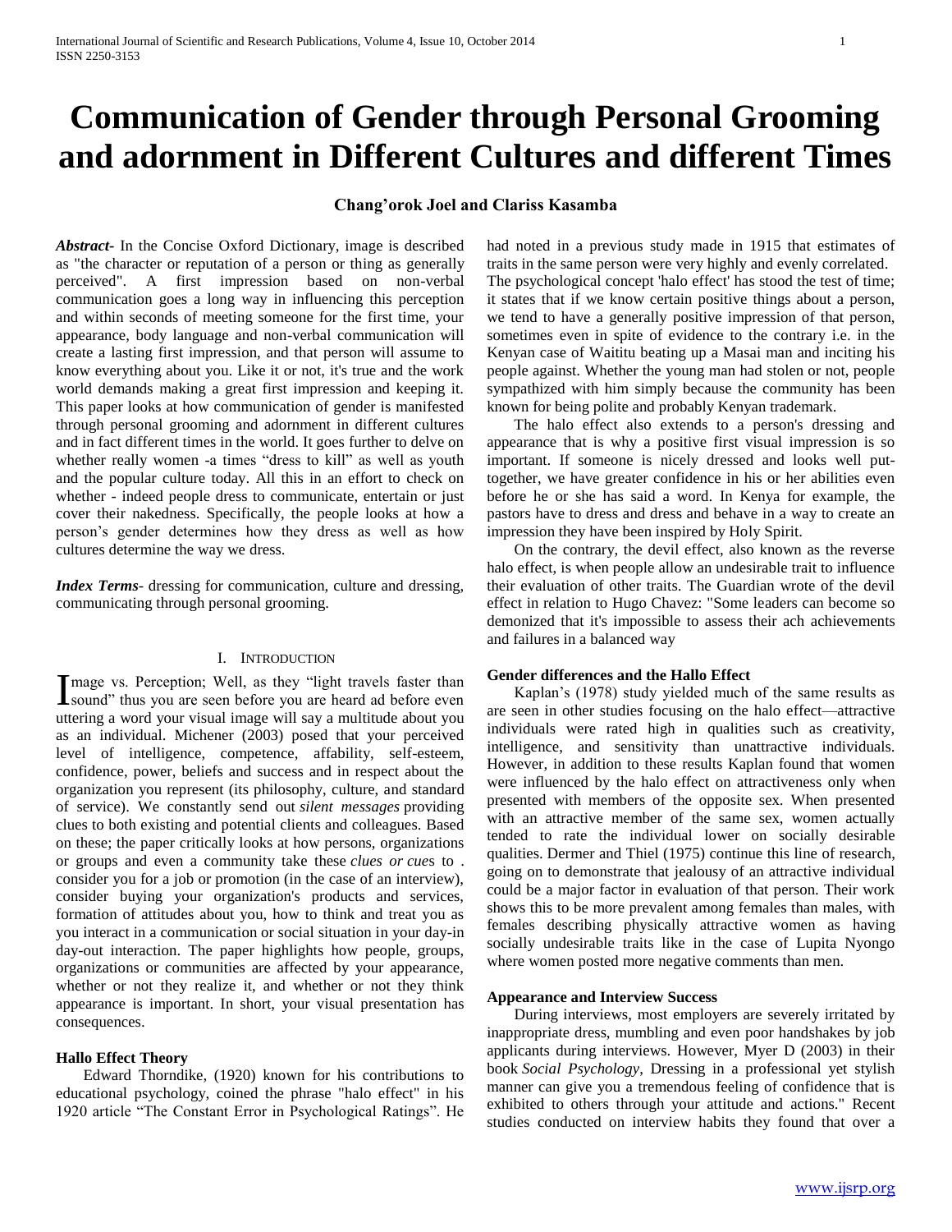# Communication of Gender through Personal Grooming and adornment in Different Cultures and different Times

**Chang'orok Joel and Clariss Kasamba**

***Abstract***- In the Concise Oxford Dictionary, image is described as "the character or reputation of a person or thing as generally perceived". A first impression based on non-verbal communication goes a long way in influencing this perception and within seconds of meeting someone for the first time, your appearance, body language and non-verbal communication will create a lasting first impression, and that person will assume to know everything about you. Like it or not, it's true and the work world demands making a great first impression and keeping it. This paper looks at how communication of gender is manifested through personal grooming and adornment in different cultures and in fact different times in the world. It goes further to delve on whether really women -a times "dress to kill" as well as youth and the popular culture today. All this in an effort to check on whether - indeed people dress to communicate, entertain or just cover their nakedness. Specifically, the people looks at how a person's gender determines how they dress as well as how cultures determine the way we dress.

***Index Terms***- dressing for communication, culture and dressing, communicating through personal grooming.

## I. Introduction

Image vs. Perception; Well, as they "light travels faster than sound" thus you are seen before you are heard ad before even uttering a word your visual image will say a multitude about you as an individual. Michener (2003) posed that your perceived level of intelligence, competence, affability, self-esteem, confidence, power, beliefs and success and in respect about the organization you represent (its philosophy, culture, and standard of service). We constantly send out *silent messages* providing clues to both existing and potential clients and colleagues. Based on these; the paper critically looks at how persons, organizations or groups and even a community take these *clues or cue*s to . consider you for a job or promotion (in the case of an interview), consider buying your organization's products and services, formation of attitudes about you, how to think and treat you as you interact in a communication or social situation in your day-in day-out interaction. The paper highlights how people, groups, organizations or communities are affected by your appearance, whether or not they realize it, and whether or not they think appearance is important. In short, your visual presentation has consequences.

### Hallo Effect Theory

Edward Thorndike, (1920) known for his contributions to educational psychology, coined the phrase "halo effect" in his 1920 article "The Constant Error in Psychological Ratings". He had noted in a previous study made in 1915 that estimates of traits in the same person were very highly and evenly correlated. The psychological concept 'halo effect' has stood the test of time; it states that if we know certain positive things about a person, we tend to have a generally positive impression of that person, sometimes even in spite of evidence to the contrary i.e. in the Kenyan case of Waititu beating up a Masai man and inciting his people against. Whether the young man had stolen or not, people sympathized with him simply because the community has been known for being polite and probably Kenyan trademark.

The halo effect also extends to a person's dressing and appearance that is why a positive first visual impression is so important. If someone is nicely dressed and looks well put-together, we have greater confidence in his or her abilities even before he or she has said a word. In Kenya for example, the pastors have to dress and dress and behave in a way to create an impression they have been inspired by Holy Spirit.

On the contrary, the devil effect, also known as the reverse halo effect, is when people allow an undesirable trait to influence their evaluation of other traits. The Guardian wrote of the devil effect in relation to Hugo Chavez: "Some leaders can become so demonized that it's impossible to assess their ach achievements and failures in a balanced way

### Gender differences and the Hallo Effect

Kaplan's (1978) study yielded much of the same results as are seen in other studies focusing on the halo effect—attractive individuals were rated high in qualities such as creativity, intelligence, and sensitivity than unattractive individuals. However, in addition to these results Kaplan found that women were influenced by the halo effect on attractiveness only when presented with members of the opposite sex. When presented with an attractive member of the same sex, women actually tended to rate the individual lower on socially desirable qualities. Dermer and Thiel (1975) continue this line of research, going on to demonstrate that jealousy of an attractive individual could be a major factor in evaluation of that person. Their work shows this to be more prevalent among females than males, with females describing physically attractive women as having socially undesirable traits like in the case of Lupita Nyongo where women posted more negative comments than men.

### Appearance and Interview Success

During interviews, most employers are severely irritated by inappropriate dress, mumbling and even poor handshakes by job applicants during interviews. However, Myer D (2003) in their book *Social Psychology*, Dressing in a professional yet stylish manner can give you a tremendous feeling of confidence that is exhibited to others through your attitude and actions." Recent studies conducted on interview habits they found that over a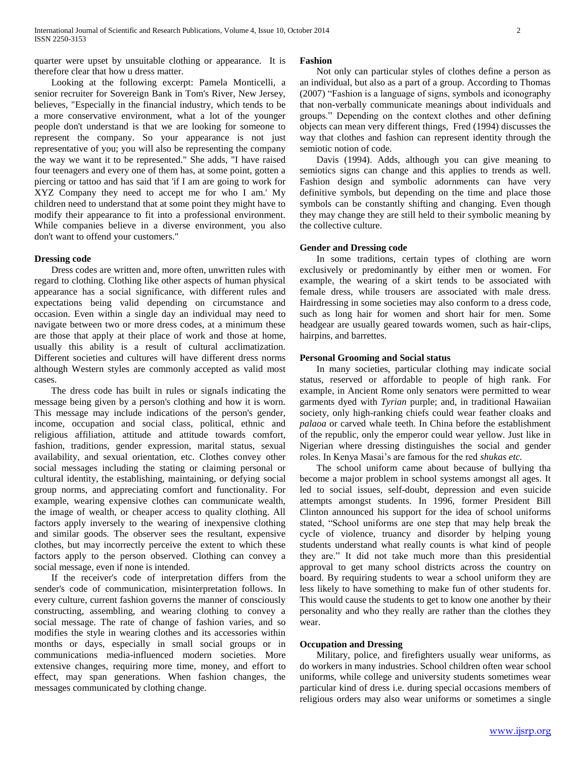quarter were upset by unsuitable clothing or appearance. It is therefore clear that how u dress matter.

Looking at the following excerpt: Pamela Monticelli, a senior recruiter for Sovereign Bank in Tom's River, New Jersey, believes, "Especially in the financial industry, which tends to be a more conservative environment, what a lot of the younger people don't understand is that we are looking for someone to represent the company. So your appearance is not just representative of you; you will also be representing the company the way we want it to be represented." She adds, "I have raised four teenagers and every one of them has, at some point, gotten a piercing or tattoo and has said that 'if I am are going to work for XYZ Company they need to accept me for who I am.' My children need to understand that at some point they might have to modify their appearance to fit into a professional environment. While companies believe in a diverse environment, you also don't want to offend your customers."

**Dressing code**

Dress codes are written and, more often, unwritten rules with regard to clothing. Clothing like other aspects of human physical appearance has a social significance, with different rules and expectations being valid depending on circumstance and occasion. Even within a single day an individual may need to navigate between two or more dress codes, at a minimum these are those that apply at their place of work and those at home, usually this ability is a result of cultural acclimatization. Different societies and cultures will have different dress norms although Western styles are commonly accepted as valid most cases.

The dress code has built in rules or signals indicating the message being given by a person's clothing and how it is worn. This message may include indications of the person's gender, income, occupation and social class, political, ethnic and religious affiliation, attitude and attitude towards comfort, fashion, traditions, gender expression, marital status, sexual availability, and sexual orientation, etc. Clothes convey other social messages including the stating or claiming personal or cultural identity, the establishing, maintaining, or defying social group norms, and appreciating comfort and functionality. For example, wearing expensive clothes can communicate wealth, the image of wealth, or cheaper access to quality clothing. All factors apply inversely to the wearing of inexpensive clothing and similar goods. The observer sees the resultant, expensive clothes, but may incorrectly perceive the extent to which these factors apply to the person observed. Clothing can convey a social message, even if none is intended.

If the receiver's code of interpretation differs from the sender's code of communication, misinterpretation follows. In every culture, current fashion governs the manner of consciously constructing, assembling, and wearing clothing to convey a social message. The rate of change of fashion varies, and so modifies the style in wearing clothes and its accessories within months or days, especially in small social groups or in communications media-influenced modern societies. More extensive changes, requiring more time, money, and effort to effect, may span generations. When fashion changes, the messages communicated by clothing change.

**Fashion**

Not only can particular styles of clothes define a person as an individual, but also as a part of a group. According to Thomas (2007) "Fashion is a language of signs, symbols and iconography that non-verbally communicate meanings about individuals and groups." Depending on the context clothes and other defining objects can mean very different things, Fred (1994) discusses the way that clothes and fashion can represent identity through the semiotic notion of code.

Davis (1994). Adds, although you can give meaning to semiotics signs can change and this applies to trends as well. Fashion design and symbolic adornments can have very definitive symbols, but depending on the time and place those symbols can be constantly shifting and changing. Even though they may change they are still held to their symbolic meaning by the collective culture.

**Gender and Dressing code**

In some traditions, certain types of clothing are worn exclusively or predominantly by either men or women. For example, the wearing of a skirt tends to be associated with female dress, while trousers are associated with male dress. Hairdressing in some societies may also conform to a dress code, such as long hair for women and short hair for men. Some headgear are usually geared towards women, such as hair-clips, hairpins, and barrettes.

**Personal Grooming and Social status**

In many societies, particular clothing may indicate social status, reserved or affordable to people of high rank. For example, in Ancient Rome only senators were permitted to wear garments dyed with *Tyrian* purple; and, in traditional Hawaiian society, only high-ranking chiefs could wear feather cloaks and *palaoa* or carved whale teeth. In China before the establishment of the republic, only the emperor could wear yellow. Just like in Nigerian where dressing distinguishes the social and gender roles. In Kenya Masai's are famous for the red *shukas etc.*

The school uniform came about because of bullying tha become a major problem in school systems amongst all ages. It led to social issues, self-doubt, depression and even suicide attempts amongst students. In 1996, former President Bill Clinton announced his support for the idea of school uniforms stated, "School uniforms are one step that may help break the cycle of violence, truancy and disorder by helping young students understand what really counts is what kind of people they are." It did not take much more than this presidential approval to get many school districts across the country on board. By requiring students to wear a school uniform they are less likely to have something to make fun of other students for. This would cause the students to get to know one another by their personality and who they really are rather than the clothes they wear.

**Occupation and Dressing**

Military, police, and firefighters usually wear uniforms, as do workers in many industries. School children often wear school uniforms, while college and university students sometimes wear particular kind of dress i.e. during special occasions members of religious orders may also wear uniforms or sometimes a single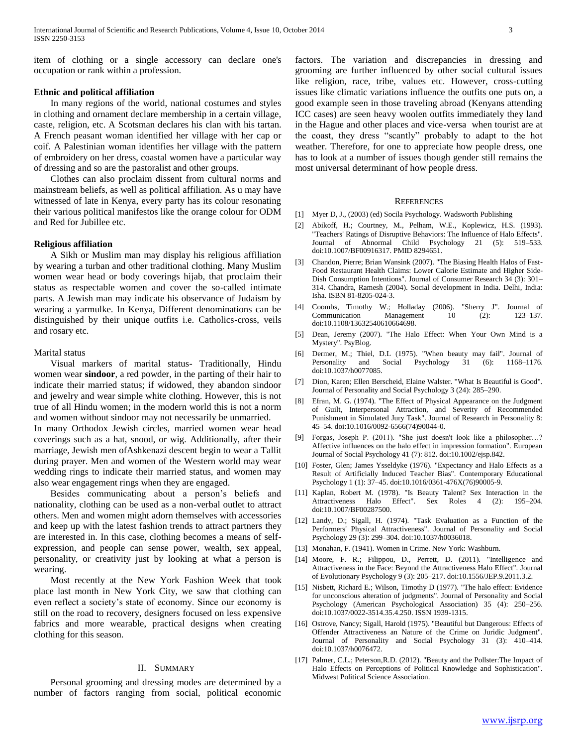item of clothing or a single accessory can declare one's occupation or rank within a profession.

### Ethnic and political affiliation

In many regions of the world, national costumes and styles in clothing and ornament declare membership in a certain village, caste, religion, etc. A Scotsman declares his clan with his tartan. A French peasant woman identified her village with her cap or coif. A Palestinian woman identifies her village with the pattern of embroidery on her dress, coastal women have a particular way of dressing and so are the pastoralist and other groups.

Clothes can also proclaim dissent from cultural norms and mainstream beliefs, as well as political affiliation. As u may have witnessed of late in Kenya, every party has its colour resonating their various political manifestos like the orange colour for ODM and Red for Jubillee etc.

### Religious affiliation

A Sikh or Muslim man may display his religious affiliation by wearing a turban and other traditional clothing. Many Muslim women wear head or body coverings hijab, that proclaim their status as respectable women and cover the so-called intimate parts. A Jewish man may indicate his observance of Judaism by wearing a yarmulke. In Kenya, Different denominations can be distinguished by their unique outfits i.e. Catholics-cross, veils and rosary etc.

Marital status

Visual markers of marital status- Traditionally, Hindu women wear **sindoor**, a red powder, in the parting of their hair to indicate their married status; if widowed, they abandon sindoor and jewelry and wear simple white clothing. However, this is not true of all Hindu women; in the modern world this is not a norm and women without sindoor may not necessarily be unmarried.

In many Orthodox Jewish circles, married women wear head coverings such as a hat, snood, or wig. Additionally, after their marriage, Jewish men ofAshkenazi descent begin to wear a Tallit during prayer. Men and women of the Western world may wear wedding rings to indicate their married status, and women may also wear engagement rings when they are engaged.

Besides communicating about a person's beliefs and nationality, clothing can be used as a non-verbal outlet to attract others. Men and women might adorn themselves with accessories and keep up with the latest fashion trends to attract partners they are interested in. In this case, clothing becomes a means of self-expression, and people can sense power, wealth, sex appeal, personality, or creativity just by looking at what a person is wearing.

Most recently at the New York Fashion Week that took place last month in New York City, we saw that clothing can even reflect a society's state of economy. Since our economy is still on the road to recovery, designers focused on less expensive fabrics and more wearable, practical designs when creating clothing for this season.

## II. Summary

Personal grooming and dressing modes are determined by a number of factors ranging from social, political economic factors. The variation and discrepancies in dressing and grooming are further influenced by other social cultural issues like religion, race, tribe, values etc. However, cross-cutting issues like climatic variations influence the outfits one puts on, a good example seen in those traveling abroad (Kenyans attending ICC cases) are seen heavy woolen outfits immediately they land in the Hague and other places and vice-versa when tourist are at the coast, they dress "scantly" probably to adapt to the hot weather. Therefore, for one to appreciate how people dress, one has to look at a number of issues though gender still remains the most universal determinant of how people dress.

## References

[1] Myer D, J., (2003) (ed) Socila Psychology. Wadsworth Publishing

[2] Abikoff, H.; Courtney, M., Pelham, W.E., Koplewicz, H.S. (1993). "Teachers' Ratings of Disruptive Behaviors: The Influence of Halo Effects". Journal of Abnormal Child Psychology 21 (5): 519–533. doi:10.1007/BF00916317. PMID 8294651.

[3] Chandon, Pierre; Brian Wansink (2007). "The Biasing Health Halos of Fast-Food Restaurant Health Claims: Lower Calorie Estimate and Higher Side-Dish Consumption Intentions". Journal of Consumer Research 34 (3): 301–314. Chandra, Ramesh (2004). Social development in India. Delhi, India: Isha. ISBN 81-8205-024-3.

[4] Coombs, Timothy W.; Holladay (2006). "Sherry J". Journal of Communication Management 10 (2): 123–137. doi:10.1108/13632540610664698.

[5] Dean, Jeremy (2007). "The Halo Effect: When Your Own Mind is a Mystery". PsyBlog.

[6] Dermer, M.; Thiel, D.L (1975). "When beauty may fail". Journal of Personality and Social Psychology 31 (6): 1168–1176. doi:10.1037/h0077085.

[7] Dion, Karen; Ellen Berscheid, Elaine Walster. "What Is Beautiful is Good". Journal of Personality and Social Psychology 3 (24): 285–290.

[8] Efran, M. G. (1974). "The Effect of Physical Appearance on the Judgment of Guilt, Interpersonal Attraction, and Severity of Recommended Punishment in Simulated Jury Task". Journal of Research in Personality 8: 45–54. doi:10.1016/0092-6566(74)90044-0.

[9] Forgas, Joseph P. (2011). "She just doesn't look like a philosopher…? Affective influences on the halo effect in impression formation". European Journal of Social Psychology 41 (7): 812. doi:10.1002/ejsp.842.

[10] Foster, Glen; James Ysseldyke (1976). "Expectancy and Halo Effects as a Result of Artificially Induced Teacher Bias". Contemporary Educational Psychology 1 (1): 37–45. doi:10.1016/0361-476X(76)90005-9.

[11] Kaplan, Robert M. (1978). "Is Beauty Talent? Sex Interaction in the Attractiveness Halo Effect". Sex Roles 4 (2): 195–204. doi:10.1007/BF00287500.

[12] Landy, D.; Sigall, H. (1974). "Task Evaluation as a Function of the Performers' Physical Attractiveness". Journal of Personality and Social Psychology 29 (3): 299–304. doi:10.1037/h0036018.

[13] Monahan, F. (1941). Women in Crime. New York: Washburn.

[14] Moore, F. R.; Filippou, D., Perrett, D. (2011). "Intelligence and Attractiveness in the Face: Beyond the Attractiveness Halo Effect". Journal of Evolutionary Psychology 9 (3): 205–217. doi:10.1556/JEP.9.2011.3.2.

[15] Nisbett, Richard E.; Wilson, Timothy D (1977). "The halo effect: Evidence for unconscious alteration of judgments". Journal of Personality and Social Psychology (American Psychological Association) 35 (4): 250–256. doi:10.1037/0022-3514.35.4.250. ISSN 1939-1315.

[16] Ostrove, Nancy; Sigall, Harold (1975). "Beautiful but Dangerous: Effects of Offender Attractiveness an Nature of the Crime on Juridic Judgment". Journal of Personality and Social Psychology 31 (3): 410–414. doi:10.1037/h0076472.

[17] Palmer, C.L.; Peterson,R.D. (2012). "Beauty and the Pollster:The Impact of Halo Effects on Perceptions of Political Knowledge and Sophistication". Midwest Political Science Association.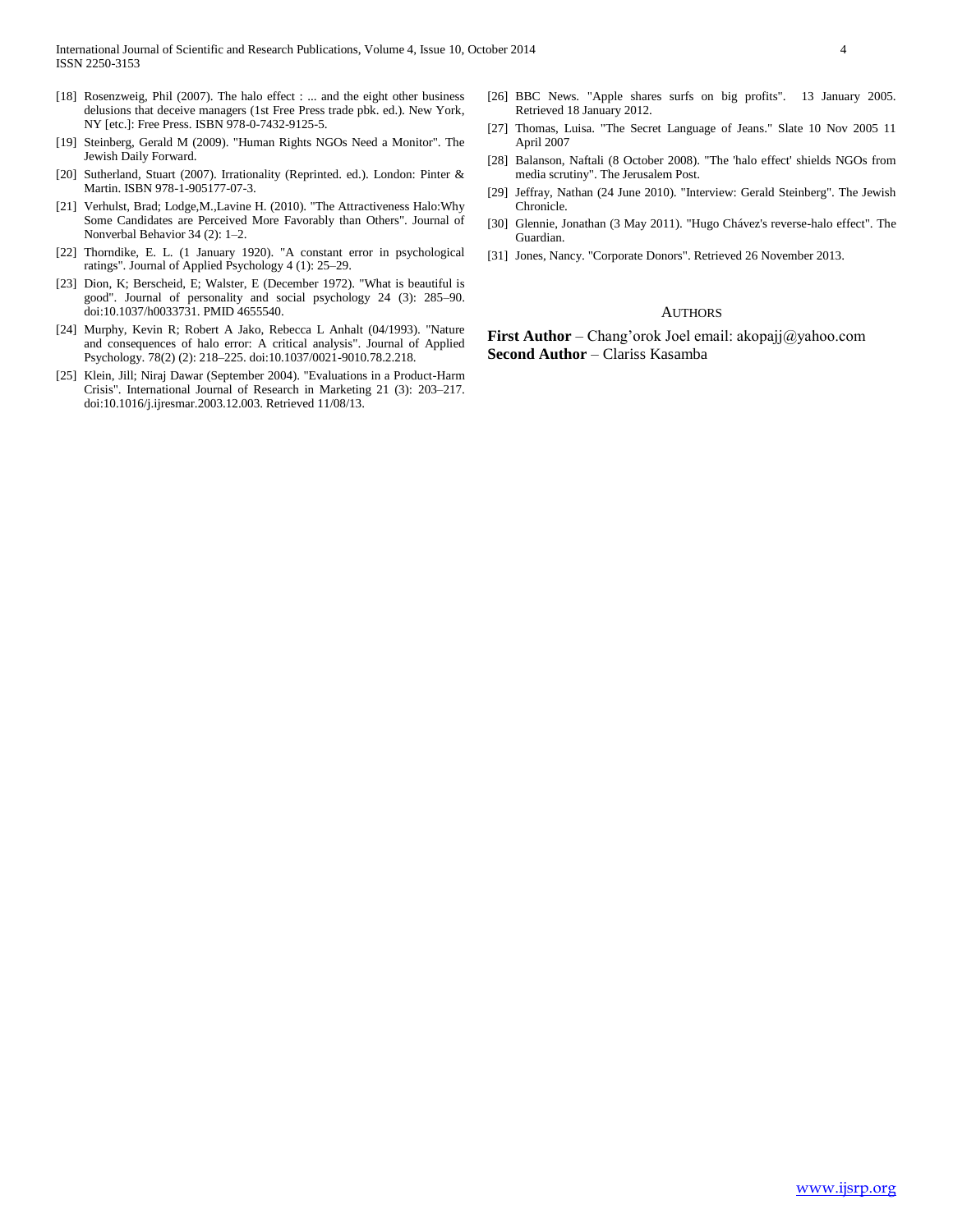[18] Rosenzweig, Phil (2007). The halo effect : ... and the eight other business delusions that deceive managers (1st Free Press trade pbk. ed.). New York, NY [etc.]: Free Press. ISBN 978-0-7432-9125-5.

[19] Steinberg, Gerald M (2009). "Human Rights NGOs Need a Monitor". The Jewish Daily Forward.

[20] Sutherland, Stuart (2007). Irrationality (Reprinted. ed.). London: Pinter & Martin. ISBN 978-1-905177-07-3.

[21] Verhulst, Brad; Lodge,M.,Lavine H. (2010). "The Attractiveness Halo:Why Some Candidates are Perceived More Favorably than Others". Journal of Nonverbal Behavior 34 (2): 1–2.

[22] Thorndike, E. L. (1 January 1920). "A constant error in psychological ratings". Journal of Applied Psychology 4 (1): 25–29.

[23] Dion, K; Berscheid, E; Walster, E (December 1972). "What is beautiful is good". Journal of personality and social psychology 24 (3): 285–90. doi:10.1037/h0033731. PMID 4655540.

[24] Murphy, Kevin R; Robert A Jako, Rebecca L Anhalt (04/1993). "Nature and consequences of halo error: A critical analysis". Journal of Applied Psychology. 78(2) (2): 218–225. doi:10.1037/0021-9010.78.2.218.

[25] Klein, Jill; Niraj Dawar (September 2004). "Evaluations in a Product-Harm Crisis". International Journal of Research in Marketing 21 (3): 203–217. doi:10.1016/j.ijresmar.2003.12.003. Retrieved 11/08/13.

[26] BBC News. "Apple shares surfs on big profits". 13 January 2005. Retrieved 18 January 2012.

[27] Thomas, Luisa. "The Secret Language of Jeans." Slate 10 Nov 2005 11 April 2007

[28] Balanson, Naftali (8 October 2008). "The 'halo effect' shields NGOs from media scrutiny". The Jerusalem Post.

[29] Jeffray, Nathan (24 June 2010). "Interview: Gerald Steinberg". The Jewish Chronicle.

[30] Glennie, Jonathan (3 May 2011). "Hugo Chávez's reverse-halo effect". The Guardian.

[31] Jones, Nancy. "Corporate Donors". Retrieved 26 November 2013.

## AUTHORS

**First Author** – Chang'orok Joel email: akopajj@yahoo.com
**Second Author** – Clariss Kasamba